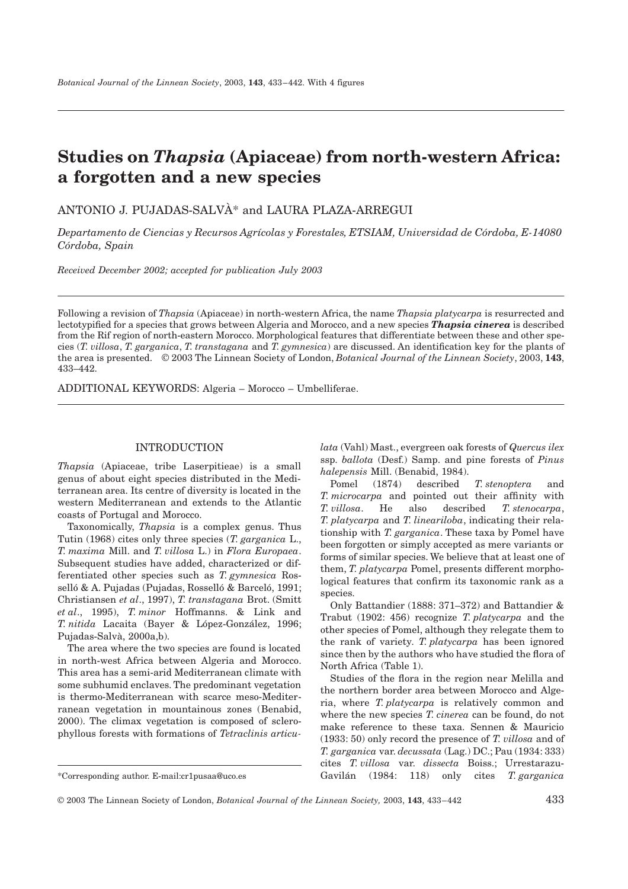# Studies on *Thapsia* (Apiaceae) from north-western Africa: a forgotten and a new species

ANTONIO J. PUJADAS-SALVÀ* and LAURA PLAZA-ARREGUI

*Departamento de Ciencias y Recursos Agrícolas y Forestales, ETSIAM, Universidad de Córdoba, E-14080 Córdoba, Spain*

*Received December 2002; accepted for publication July 2003*

Following a revision of *Thapsia* (Apiaceae) in north-western Africa, the name *Thapsia platycarpa* is resurrected and lectotypified for a species that grows between Algeria and Morocco, and a new species ***Thapsia cinerea*** is described from the Rif region of north-eastern Morocco. Morphological features that differentiate between these and other species (*T. villosa*, *T. garganica*, *T. transtagana* and *T. gymnesica*) are discussed. An identification key for the plants of the area is presented. © 2003 The Linnean Society of London, *Botanical Journal of the Linnean Society*, 2003, **143**, 433–442.

ADDITIONAL KEYWORDS: Algeria – Morocco – Umbelliferae.

## INTRODUCTION

*Thapsia* (Apiaceae, tribe Laserpitieae) is a small genus of about eight species distributed in the Mediterranean area. Its centre of diversity is located in the western Mediterranean and extends to the Atlantic coasts of Portugal and Morocco.

Taxonomically, *Thapsia* is a complex genus. Thus Tutin (1968) cites only three species (*T. garganica* L., *T. maxima* Mill. and *T. villosa* L.) in *Flora Europaea*. Subsequent studies have added, characterized or differentiated other species such as *T. gymnesica* Rosselló & A. Pujadas (Pujadas, Rosselló & Barceló, 1991; Christiansen *et al*., 1997), *T. transtagana* Brot. (Smitt *et al*., 1995), *T. minor* Hoffmanns. & Link and *T. nitida* Lacaita (Bayer & López-González, 1996; Pujadas-Salvà, 2000a,b).

The area where the two species are found is located in north-west Africa between Algeria and Morocco. This area has a semi-arid Mediterranean climate with some subhumid enclaves. The predominant vegetation is thermo-Mediterranean with scarce meso-Mediterranean vegetation in mountainous zones (Benabid, 2000). The climax vegetation is composed of sclerophyllous forests with formations of *Tetraclinis articulata* (Vahl) Mast., evergreen oak forests of *Quercus ilex* ssp. *ballota* (Desf.) Samp. and pine forests of *Pinus halepensis* Mill. (Benabid, 1984).

Pomel (1874) described *T. stenoptera* and *T. microcarpa* and pointed out their affinity with *T. villosa*. He also described *T. stenocarpa*, *T. platycarpa* and *T. lineariloba*, indicating their relationship with *T. garganica*. These taxa by Pomel have been forgotten or simply accepted as mere variants or forms of similar species. We believe that at least one of them, *T. platycarpa* Pomel, presents different morphological features that confirm its taxonomic rank as a species.

Only Battandier (1888: 371–372) and Battandier & Trabut (1902: 456) recognize *T. platycarpa* and the other species of Pomel, although they relegate them to the rank of variety. *T. platycarpa* has been ignored since then by the authors who have studied the flora of North Africa (Table 1).

Studies of the flora in the region near Melilla and the northern border area between Morocco and Algeria, where *T. platycarpa* is relatively common and where the new species *T. cinerea* can be found, do not make reference to these taxa. Sennen & Mauricio (1933: 50) only record the presence of *T. villosa* and of *T. garganica* var. *decussata* (Lag.) DC.; Pau (1934: 333) cites *T. villosa* var. *dissecta* Boiss.; Urrestarazu-Gavilán (1984: 118) only cites *T. garganica*

*Corresponding author. E-mail:cr1pusaa@uco.es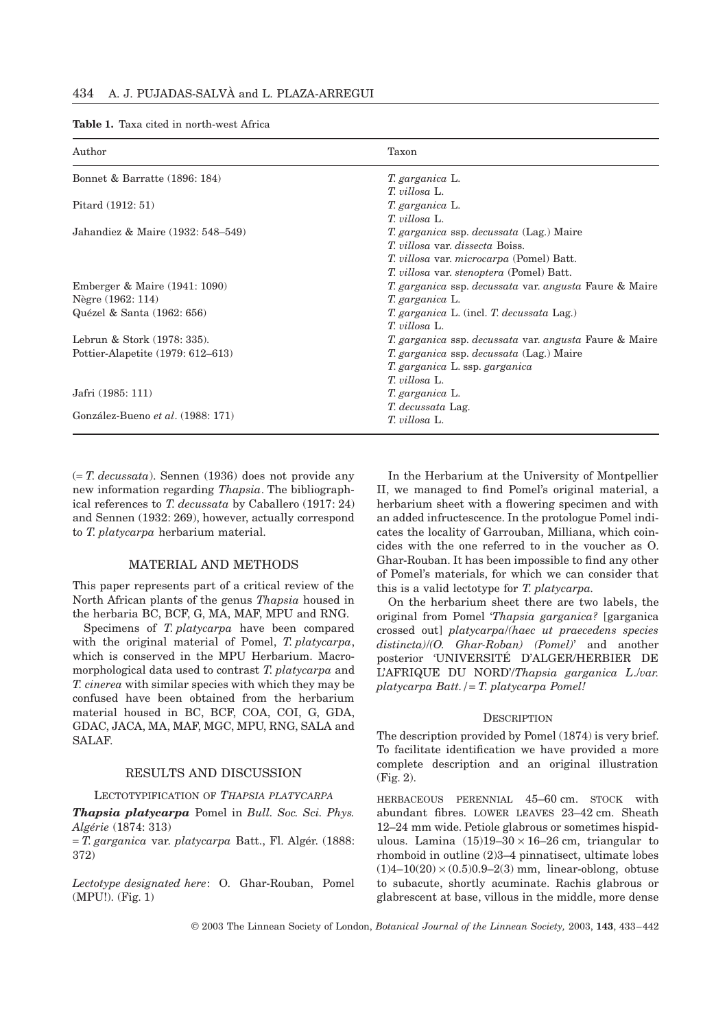**Table 1.** Taxa cited in north-west Africa

| Author | Taxon |
|---|---|
| Bonnet & Barratte (1896: 184) | *T. garganica* L. |
| | *T. villosa* L. |
| Pitard (1912: 51) | *T. garganica* L. |
| | *T. villosa* L. |
| Jahandiez & Maire (1932: 548–549) | *T. garganica* ssp. *decussata* (Lag.) Maire |
| | *T. villosa* var. *dissecta* Boiss. |
| | *T. villosa* var. *microcarpa* (Pomel) Batt. |
| | *T. villosa* var. *stenoptera* (Pomel) Batt. |
| Emberger & Maire (1941: 1090) | *T. garganica* ssp. *decussata* var. *angusta* Faure & Maire |
| Nègre (1962: 114) | *T. garganica* L. |
| Quézel & Santa (1962: 656) | *T. garganica* L. (incl. *T. decussata* Lag.) |
| | *T. villosa* L. |
| Lebrun & Stork (1978: 335). | *T. garganica* ssp. *decussata* var. *angusta* Faure & Maire |
| Pottier-Alapetite (1979: 612–613) | *T. garganica* ssp. *decussata* (Lag.) Maire |
| | *T. garganica* L. ssp. *garganica* |
| | *T. villosa* L. |
| Jafri (1985: 111) | *T. garganica* L. |
| González-Bueno *et al*. (1988: 171) | *T. decussata* Lag. |
| | *T. villosa* L. |

(= *T. decussata*). Sennen (1936) does not provide any new information regarding *Thapsia*. The bibliographical references to *T. decussata* by Caballero (1917: 24) and Sennen (1932: 269), however, actually correspond to *T. platycarpa* herbarium material.

## MATERIAL AND METHODS

This paper represents part of a critical review of the North African plants of the genus *Thapsia* housed in the herbaria BC, BCF, G, MA, MAF, MPU and RNG.

Specimens of *T. platycarpa* have been compared with the original material of Pomel, *T. platycarpa*, which is conserved in the MPU Herbarium. Macromorphological data used to contrast *T. platycarpa* and *T. cinerea* with similar species with which they may be confused have been obtained from the herbarium material housed in BC, BCF, COA, COI, G, GDA, GDAC, JACA, MA, MAF, MGC, MPU, RNG, SALA and SALAF.

## RESULTS AND DISCUSSION

### LECTOTYPIFICATION OF *THAPSIA PLATYCARPA*

***Thapsia platycarpa*** Pomel in *Bull. Soc. Sci. Phys. Algérie* (1874: 313)

= *T. garganica* var. *platycarpa* Batt., Fl. Algér. (1888: 372)

*Lectotype designated here*: O. Ghar-Rouban, Pomel (MPU!). (Fig. 1)

In the Herbarium at the University of Montpellier II, we managed to find Pomel's original material, a herbarium sheet with a flowering specimen and with an added infructescence. In the protologue Pomel indicates the locality of Garrouban, Milliana, which coincides with the one referred to in the voucher as O. Ghar-Rouban. It has been impossible to find any other of Pomel's materials, for which we can consider that this is a valid lectotype for *T. platycarpa*.

On the herbarium sheet there are two labels, the original from Pomel '*Thapsia garganica?* [garganica crossed out] *platycarpa*/*(haec ut praecedens species distincta)*/*(O. Ghar-Roban) (Pomel)*' and another posterior 'UNIVERSITÉ D'ALGER/HERBIER DE L'AFRIQUE DU NORD'/*Thapsia garganica L.*/*var. platycarpa Batt.* /= *T. platycarpa Pomel!*

### DESCRIPTION

The description provided by Pomel (1874) is very brief. To facilitate identification we have provided a more complete description and an original illustration (Fig. 2).

HERBACEOUS PERENNIAL 45–60 cm. STOCK with abundant fibres. LOWER LEAVES 23–42 cm. Sheath 12–24 mm wide. Petiole glabrous or sometimes hispidulous. Lamina (15)19–30 × 16–26 cm, triangular to rhomboid in outline (2)3–4 pinnatisect, ultimate lobes (1)4–10(20) × (0.5)0.9–2(3) mm, linear-oblong, obtuse to subacute, shortly acuminate. Rachis glabrous or glabrescent at base, villous in the middle, more dense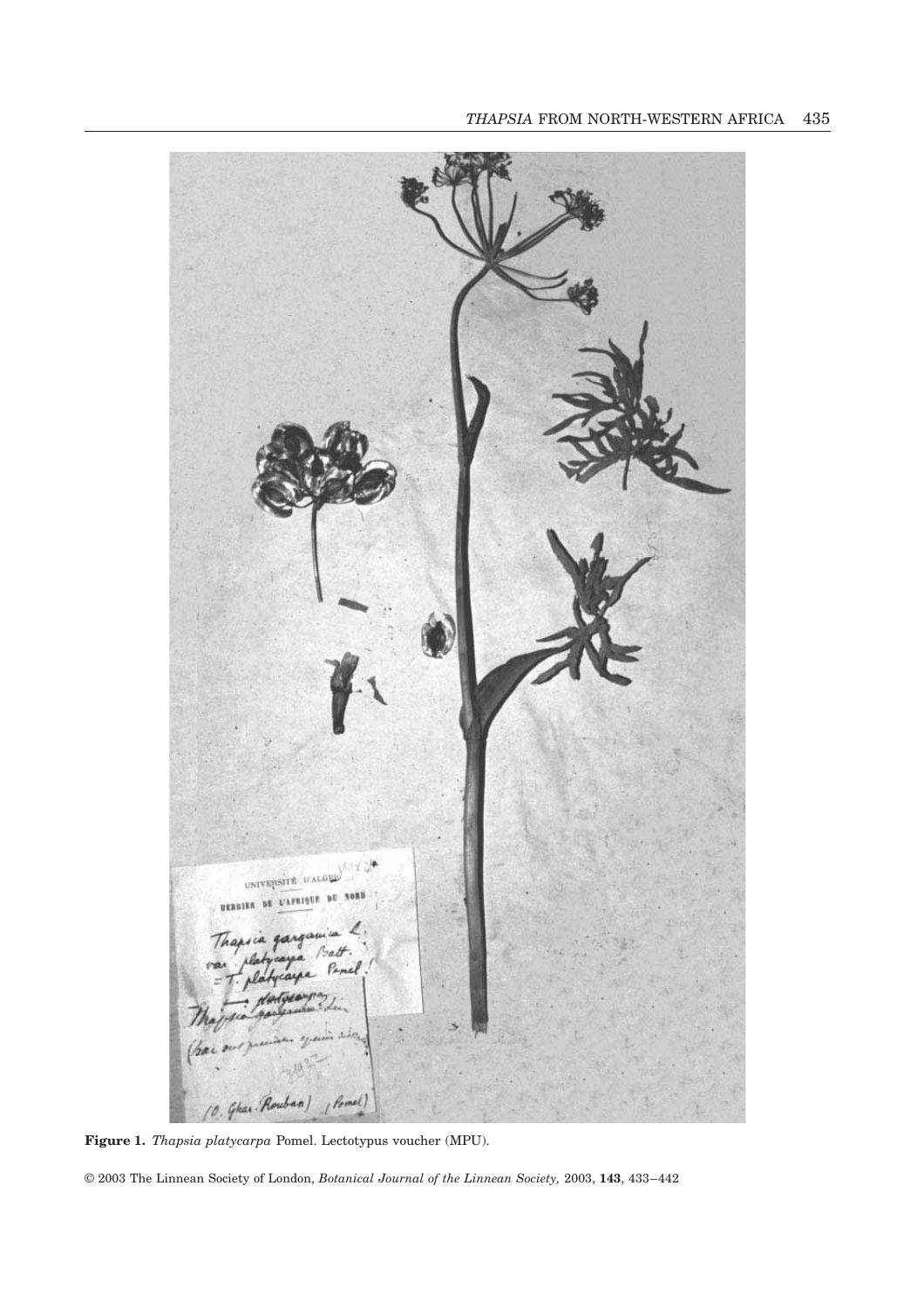**Figure 1.** *Thapsia platycarpa* Pomel. Lectotypus voucher (MPU).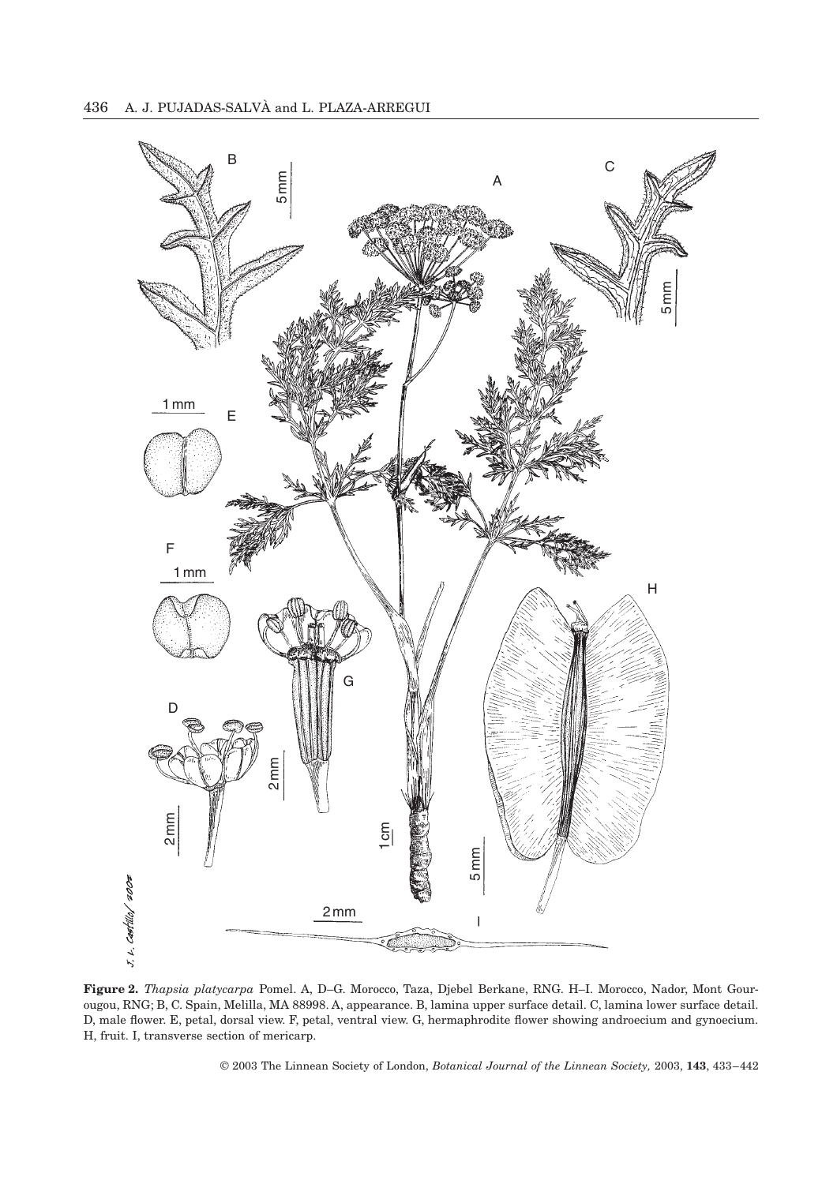**Figure 2.** *Thapsia platycarpa* Pomel. A, D–G. Morocco, Taza, Djebel Berkane, RNG. H–I. Morocco, Nador, Mont Gourougou, RNG; B, C. Spain, Melilla, MA 88998. A, appearance. B, lamina upper surface detail. C, lamina lower surface detail. D, male flower. E, petal, dorsal view. F, petal, ventral view. G, hermaphrodite flower showing androecium and gynoecium. H, fruit. I, transverse section of mericarp.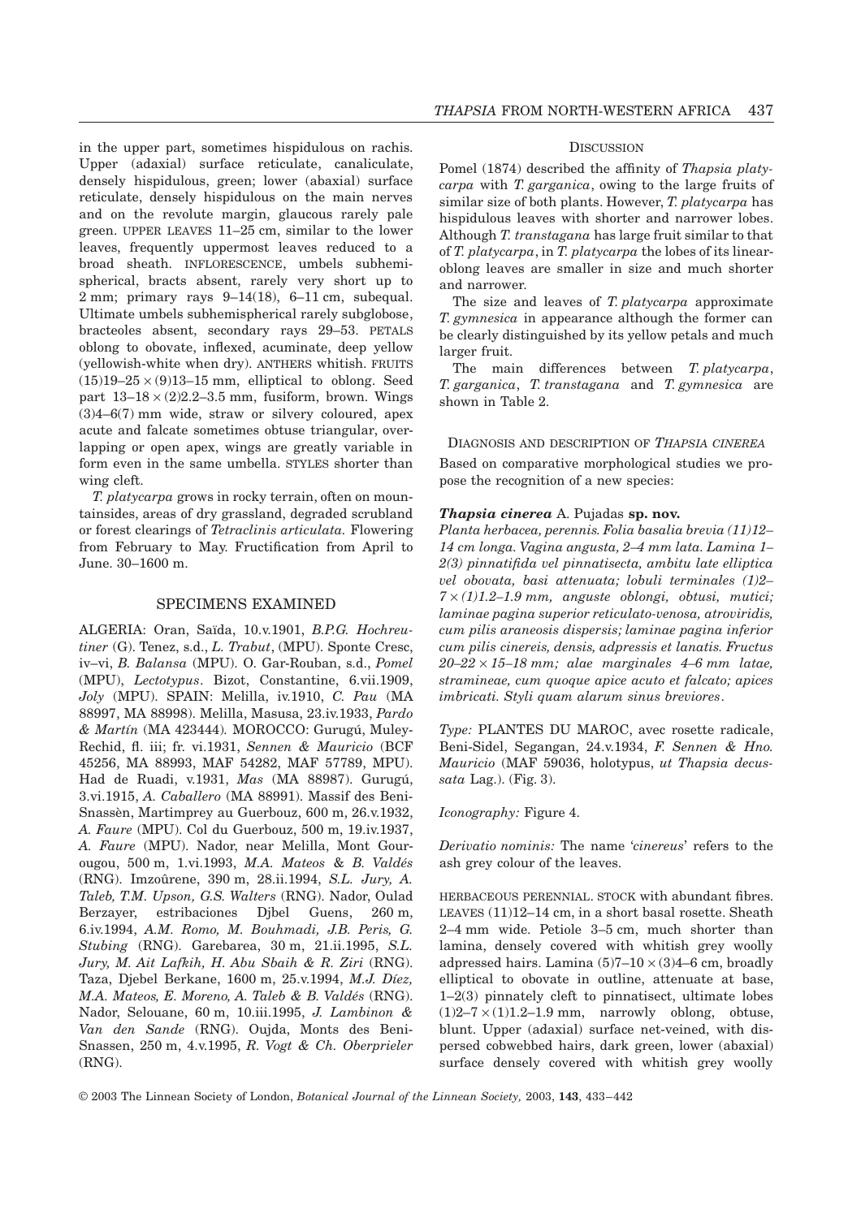in the upper part, sometimes hispidulous on rachis. Upper (adaxial) surface reticulate, canaliculate, densely hispidulous, green; lower (abaxial) surface reticulate, densely hispidulous on the main nerves and on the revolute margin, glaucous rarely pale green. UPPER LEAVES 11–25 cm, similar to the lower leaves, frequently uppermost leaves reduced to a broad sheath. INFLORESCENCE, umbels subhemispherical, bracts absent, rarely very short up to 2 mm; primary rays 9–14(18), 6–11 cm, subequal. Ultimate umbels subhemispherical rarely subglobose, bracteoles absent, secondary rays 29–53. PETALS oblong to obovate, inflexed, acuminate, deep yellow (yellowish-white when dry). ANTHERS whitish. FRUITS $(15)19–25 \times (9)13–15$ mm, elliptical to oblong. Seed part $13–18 \times (2)2.2–3.5$ mm, fusiform, brown. Wings (3)4–6(7) mm wide, straw or silvery coloured, apex acute and falcate sometimes obtuse triangular, overlapping or open apex, wings are greatly variable in form even in the same umbella. STYLES shorter than wing cleft.

*T. platycarpa* grows in rocky terrain, often on mountainsides, areas of dry grassland, degraded scrubland or forest clearings of *Tetraclinis articulata*. Flowering from February to May. Fructification from April to June. 30–1600 m.

## SPECIMENS EXAMINED

ALGERIA: Oran, Saïda, 10.v.1901, *B.P.G. Hochreutiner* (G). Tenez, s.d., *L. Trabut*, (MPU). Sponte Cresc, iv–vi, *B. Balansa* (MPU). O. Gar-Rouban, s.d., *Pomel* (MPU), *Lectotypus*. Bizot, Constantine, 6.vii.1909, *Joly* (MPU). SPAIN: Melilla, iv.1910, *C. Pau* (MA 88997, MA 88998). Melilla, Masusa, 23.iv.1933, *Pardo & Martín* (MA 423444). MOROCCO: Gurugú, Muley-Rechid, fl. iii; fr. vi.1931, *Sennen & Mauricio* (BCF 45256, MA 88993, MAF 54282, MAF 57789, MPU). Had de Ruadi, v.1931, *Mas* (MA 88987). Gurugú, 3.vi.1915, *A. Caballero* (MA 88991). Massif des Beni-Snassèn, Martimprey au Guerbouz, 600 m, 26.v.1932, *A. Faure* (MPU). Col du Guerbouz, 500 m, 19.iv.1937, *A. Faure* (MPU). Nador, near Melilla, Mont Gourougou, 500 m, 1.vi.1993, *M.A. Mateos & B. Valdés* (RNG). Imzoûrene, 390 m, 28.ii.1994, *S.L. Jury, A. Taleb, T.M. Upson, G.S. Walters* (RNG). Nador, Oulad Berzayer, estribaciones Djbel Guens, 260 m, 6.iv.1994, *A.M. Romo, M. Bouhmadi, J.B. Peris, G. Stubing* (RNG). Garebarea, 30 m, 21.ii.1995, *S.L. Jury, M. Ait Lafkih, H. Abu Sbaih & R. Ziri* (RNG). Taza, Djebel Berkane, 1600 m, 25.v.1994, *M.J. Díez, M.A. Mateos, E. Moreno, A. Taleb & B. Valdés* (RNG). Nador, Selouane, 60 m, 10.iii.1995, *J. Lambinon & Van den Sande* (RNG). Oujda, Monts des Beni-Snassen, 250 m, 4.v.1995, *R. Vogt & Ch. Oberprieler* (RNG).

## DISCUSSION

Pomel (1874) described the affinity of *Thapsia platycarpa* with *T. garganica*, owing to the large fruits of similar size of both plants. However, *T. platycarpa* has hispidulous leaves with shorter and narrower lobes. Although *T. transtagana* has large fruit similar to that of *T. platycarpa*, in *T. platycarpa* the lobes of its linear-oblong leaves are smaller in size and much shorter and narrower.

The size and leaves of *T. platycarpa* approximate *T. gymnesica* in appearance although the former can be clearly distinguished by its yellow petals and much larger fruit.

The main differences between *T. platycarpa*, *T. garganica*, *T. transtagana* and *T. gymnesica* are shown in Table 2.

## DIAGNOSIS AND DESCRIPTION OF *THAPSIA CINEREA*

Based on comparative morphological studies we propose the recognition of a new species:

***Thapsia cinerea*** **A. Pujadas sp. nov.**

*Planta herbacea, perennis. Folia basalia brevia (11)12–14 cm longa. Vagina angusta, 2–4 mm lata. Lamina 1–2(3) pinnatifida vel pinnatisecta, ambitu late elliptica vel obovata, basi attenuata; lobuli terminales (1)2–7 × (1)1.2–1.9 mm, anguste oblongi, obtusi, mutici; laminae pagina superior reticulato-venosa, atroviridis, cum pilis araneosis dispersis; laminae pagina inferior cum pilis cinereis, densis, adpressis et lanatis. Fructus 20–22 × 15–18 mm; alae marginales 4–6 mm latae, stramineae, cum quoque apice acuto et falcato; apices imbricati. Styli quam alarum sinus breviores*.

*Type:* PLANTES DU MAROC, avec rosette radicale, Beni-Sidel, Segangan, 24.v.1934, *F. Sennen & Hno. Mauricio* (MAF 59036, holotypus, *ut Thapsia decussata* Lag.). (Fig. 3).

*Iconography:* Figure 4.

*Derivatio nominis:* The name '*cinereus*' refers to the ash grey colour of the leaves.

HERBACEOUS PERENNIAL. STOCK with abundant fibres. LEAVES (11)12–14 cm, in a short basal rosette. Sheath 2–4 mm wide. Petiole 3–5 cm, much shorter than lamina, densely covered with whitish grey woolly adpressed hairs. Lamina $(5)7–10 \times (3)4–6$ cm, broadly elliptical to obovate in outline, attenuate at base, 1–2(3) pinnately cleft to pinnatisect, ultimate lobes $(1)2–7 \times (1)1.2–1.9$ mm, narrowly oblong, obtuse, blunt. Upper (adaxial) surface net-veined, with dispersed cobwebbed hairs, dark green, lower (abaxial) surface densely covered with whitish grey woolly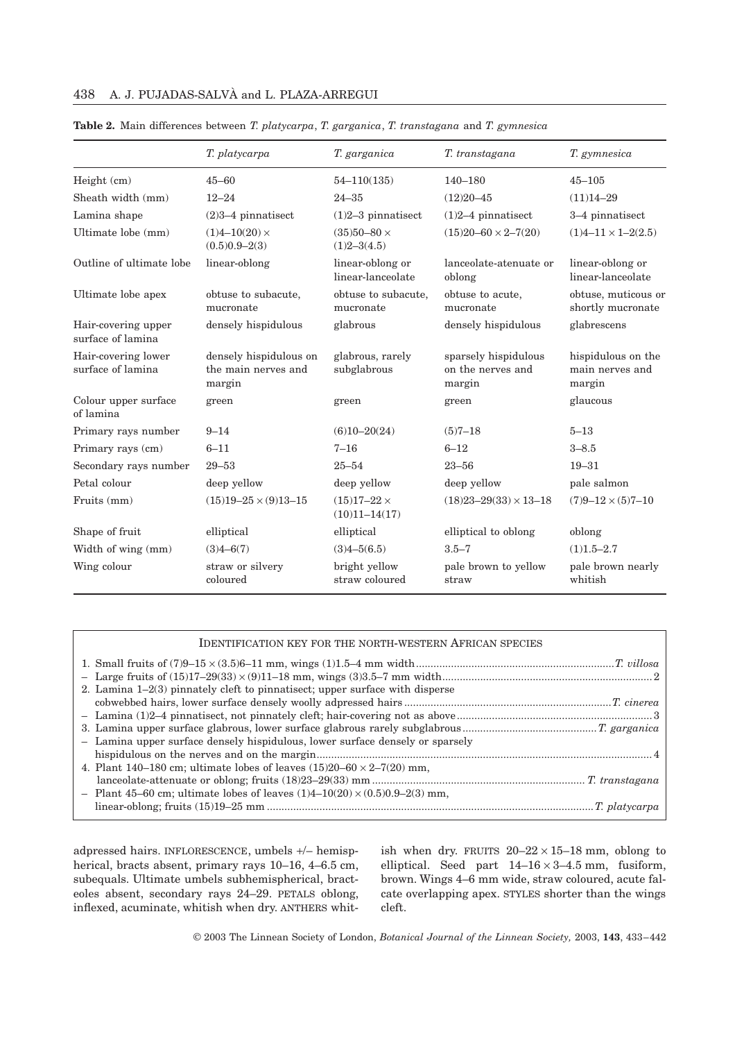**Table 2.** Main differences between *T. platycarpa*, *T. garganica*, *T. transtagana* and *T. gymnesica*

| | *T. platycarpa* | *T. garganica* | *T. transtagana* | *T. gymnesica* |
|---|---|---|---|---|
| Height (cm) | 45–60 | 54–110(135) | 140–180 | 45–105 |
| Sheath width (mm) | 12–24 | 24–35 | (12)20–45 | (11)14–29 |
| Lamina shape | (2)3–4 pinnatisect | (1)2–3 pinnatisect | (1)2–4 pinnatisect | 3–4 pinnatisect |
| Ultimate lobe (mm) | (1)4–10(20) × (0.5)0.9–2(3) | (35)50–80 × (1)2–3(4.5) | (15)20–60 × 2–7(20) | (1)4–11 × 1–2(2.5) |
| Outline of ultimate lobe | linear-oblong | linear-oblong or linear-lanceolate | lanceolate-atenuate or oblong | linear-oblong or linear-lanceolate |
| Ultimate lobe apex | obtuse to subacute, mucronate | obtuse to subacute, mucronate | obtuse to acute, mucronate | obtuse, muticous or shortly mucronate |
| Hair-covering upper surface of lamina | densely hispidulous | glabrous | densely hispidulous | glabrescens |
| Hair-covering lower surface of lamina | densely hispidulous on the main nerves and margin | glabrous, rarely subglabrous | sparsely hispidulous on the nerves and margin | hispidulous on the main nerves and margin |
| Colour upper surface of lamina | green | green | green | glaucous |
| Primary rays number | 9–14 | (6)10–20(24) | (5)7–18 | 5–13 |
| Primary rays (cm) | 6–11 | 7–16 | 6–12 | 3–8.5 |
| Secondary rays number | 29–53 | 25–54 | 23–56 | 19–31 |
| Petal colour | deep yellow | deep yellow | deep yellow | pale salmon |
| Fruits (mm) | (15)19–25 × (9)13–15 | (15)17–22 × (10)11–14(17) | (18)23–29(33) × 13–18 | (7)9–12 × (5)7–10 |
| Shape of fruit | elliptical | elliptical | elliptical to oblong | oblong |
| Width of wing (mm) | (3)4–6(7) | (3)4–5(6.5) | 3.5–7 | (1)1.5–2.7 |
| Wing colour | straw or silvery coloured | bright yellow straw coloured | pale brown to yellow straw | pale brown nearly whitish |

IDENTIFICATION KEY FOR THE NORTH-WESTERN AFRICAN SPECIES

1. Small fruits of (7)9–15 × (3.5)6–11 mm, wings (1)1.5–4 mm width .......... *T. villosa*
– Large fruits of (15)17–29(33) × (9)11–18 mm, wings (3)3.5–7 mm width .......... 2
2. Lamina 1–2(3) pinnately cleft to pinnatisect; upper surface with disperse cobwebbed hairs, lower surface densely woolly adpressed hairs .......... *T. cinerea*
– Lamina (1)2–4 pinnatisect, not pinnately cleft; hair-covering not as above .......... 3
3. Lamina upper surface glabrous, lower surface glabrous rarely subglabrous .......... *T. garganica*
– Lamina upper surface densely hispidulous, lower surface densely or sparsely hispidulous on the nerves and on the margin .......... 4
4. Plant 140–180 cm; ultimate lobes of leaves (15)20–60 × 2–7(20) mm, lanceolate-attenuate or oblong; fruits (18)23–29(33) mm .......... *T. transtagana*
– Plant 45–60 cm; ultimate lobes of leaves (1)4–10(20) × (0.5)0.9–2(3) mm, linear-oblong; fruits (15)19–25 mm .......... *T. platycarpa*

adpressed hairs. INFLORESCENCE, umbels +/– hemispherical, bracts absent, primary rays 10–16, 4–6.5 cm, subequals. Ultimate umbels subhemispherical, bracteoles absent, secondary rays 24–29. PETALS oblong, inflexed, acuminate, whitish when dry. ANTHERS whitish when dry. FRUITS 20–22 × 15–18 mm, oblong to elliptical. Seed part 14–16 × 3–4.5 mm, fusiform, brown. Wings 4–6 mm wide, straw coloured, acute falcate overlapping apex. STYLES shorter than the wings cleft.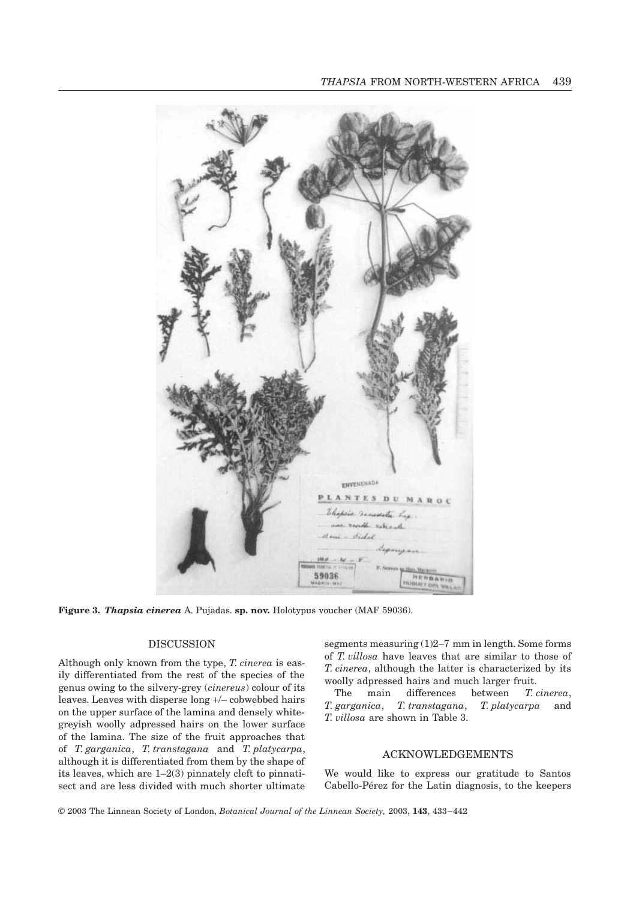**Figure 3.** ***Thapsia cinerea*** A. Pujadas. **sp. nov.** Holotypus voucher (MAF 59036).

## DISCUSSION

Although only known from the type, *T. cinerea* is easily differentiated from the rest of the species of the genus owing to the silvery-grey (*cinereus*) colour of its leaves. Leaves with disperse long +/– cobwebbed hairs on the upper surface of the lamina and densely white-greyish woolly adpressed hairs on the lower surface of the lamina. The size of the fruit approaches that of *T. garganica*, *T. transtagana* and *T. platycarpa*, although it is differentiated from them by the shape of its leaves, which are 1–2(3) pinnately cleft to pinnatisect and are less divided with much shorter ultimate segments measuring (1)2–7 mm in length. Some forms of *T. villosa* have leaves that are similar to those of *T. cinerea*, although the latter is characterized by its woolly adpressed hairs and much larger fruit.

The main differences between *T. cinerea*, *T. garganica*, *T. transtagana*, *T. platycarpa* and *T. villosa* are shown in Table 3.

## ACKNOWLEDGEMENTS

We would like to express our gratitude to Santos Cabello-Pérez for the Latin diagnosis, to the keepers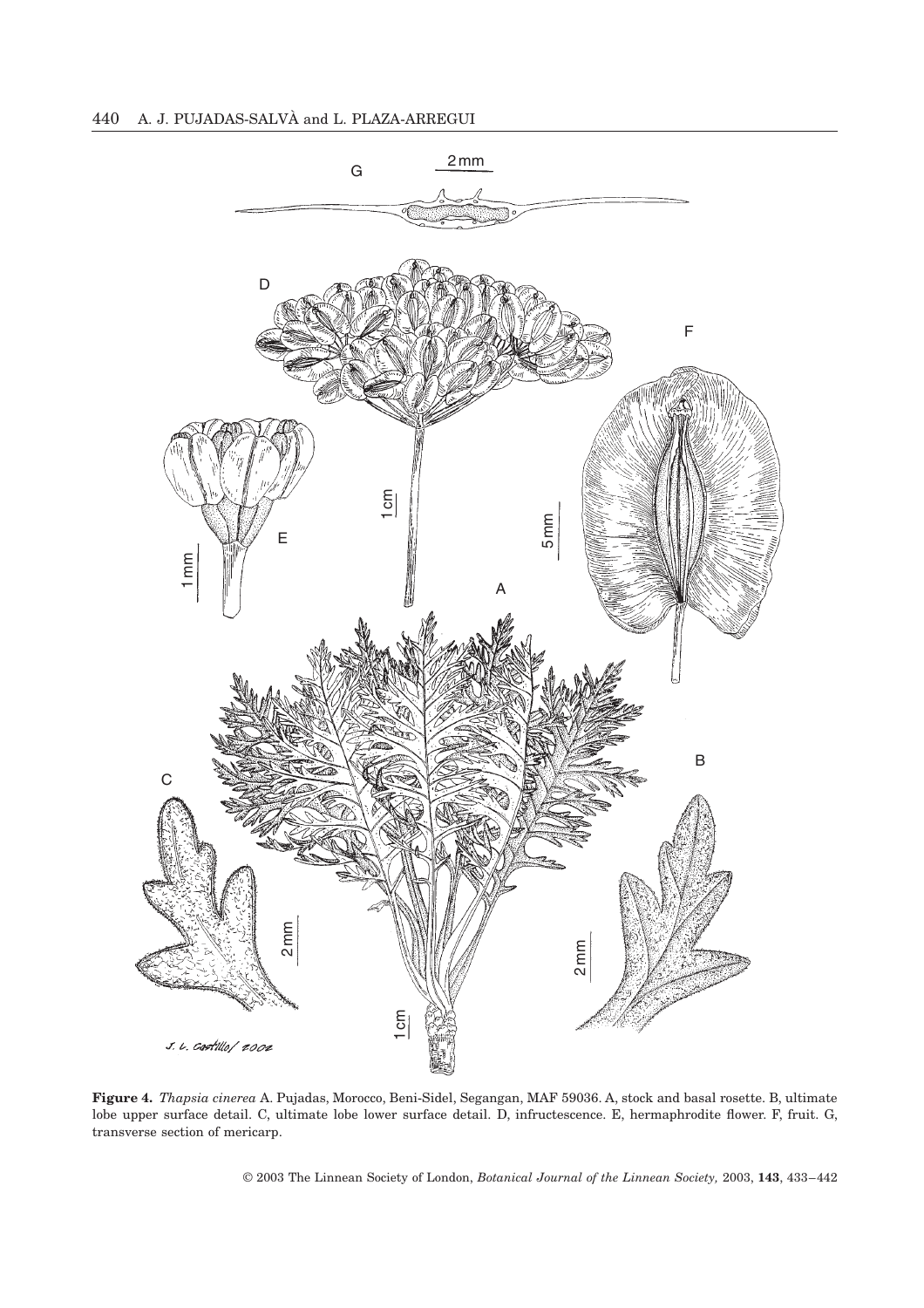**Figure 4.** *Thapsia cinerea* A. Pujadas, Morocco, Beni-Sidel, Segangan, MAF 59036. A, stock and basal rosette. B, ultimate lobe upper surface detail. C, ultimate lobe lower surface detail. D, infructescence. E, hermaphrodite flower. F, fruit. G, transverse section of mericarp.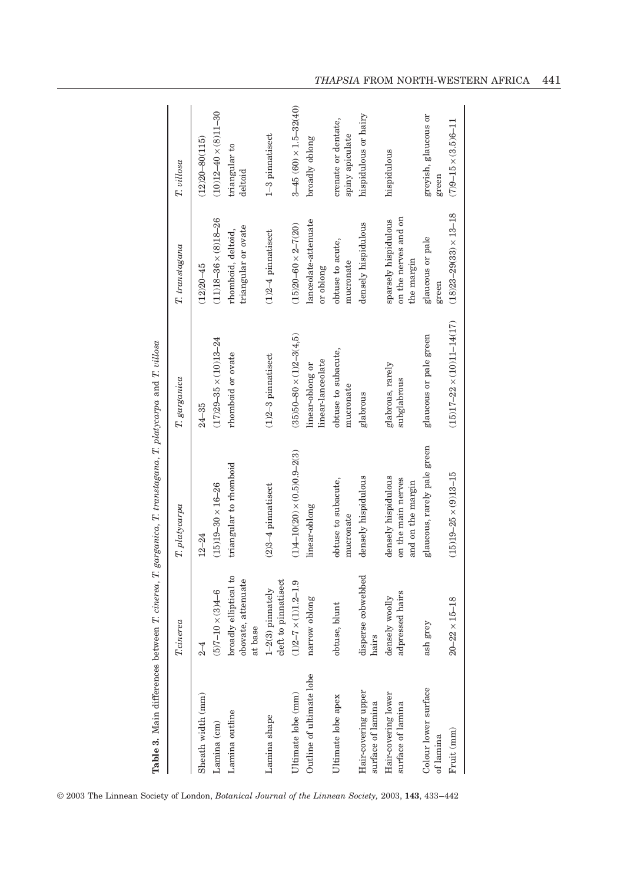**Table 3.** Main differences between *T. cinerea*, *T. garganica*, *T. transtagana*, *T. platycarpa* and *T. villosa*

| | *T. cinerea* | *T. platycarpa* | *T. garganica* | *T. transtagana* | *T. villosa* |
|---|---|---|---|---|---|
| Sheath width (mm) | 2–4 | 12–24 | 24–35 | (12)20–45 | (12)20–80(115) |
| Lamina (cm) | (5)7–10 × (3)4–6 | (15)19–30 × 16–26 | (17)29–35 × (10)13–24 | (11)18–36 × (8)18–26 | (10)12–40 × (8)11–30 |
| Lamina outline | broadly elliptical to obovate, attenuate at base | triangular to rhomboid | rhomboid or ovate | rhomboid, deltoid, triangular or ovate | triangular to deltoid |
| Lamina shape | 1–2(3) pinnately cleft to pinnatisect | (2)3–4 pinnatisect | (1)2–3 pinnatisect | (1)2–4 pinnatisect | 1–3 pinnatisect |
| Ultimate lobe (mm) | (1)2–7 × (1)1.2–1.9 | (1)4–10(20) × (0.5)0.9–2(3) | (35)50–80 × (1)2–3(4,5) | (15)20–60 × 2–7(20) | 3–45 (60) × 1.5–32(40) |
| Outline of ultimate lobe | narrow oblong | linear-oblong | linear-oblong or linear-lanceolate | lanceolate-attenuate or oblong | broadly oblong |
| Ultimate lobe apex | obtuse, blunt | obtuse to subacute, mucronate | obtuse to subacute, mucronate | obtuse to acute, mucronate | crenate or dentate, spiny apiculate |
| Hair-covering upper surface of lamina | disperse cobwebbed hairs | densely hispidulous | glabrous | densely hispidulous | hispidulous or hairy |
| Hair-covering lower surface of lamina | densely woolly adpressed hairs | densely hispidulous on the main nerves and on the margin | glabrous, rarely subglabrous | sparsely hispidulous on the nerves and on the margin | hispidulous |
| Colour lower surface of lamina | ash grey | glaucous, rarely pale green | glaucous or pale green | glaucous or pale green | greyish, glaucous or green |
| Fruit (mm) | 20–22 × 15–18 | (15)19–25 × (9)13–15 | (15)17–22 × (10)11–14(17) | (18)23–29(33) × 13–18 | (7)9–15 × (3.5)6–11 |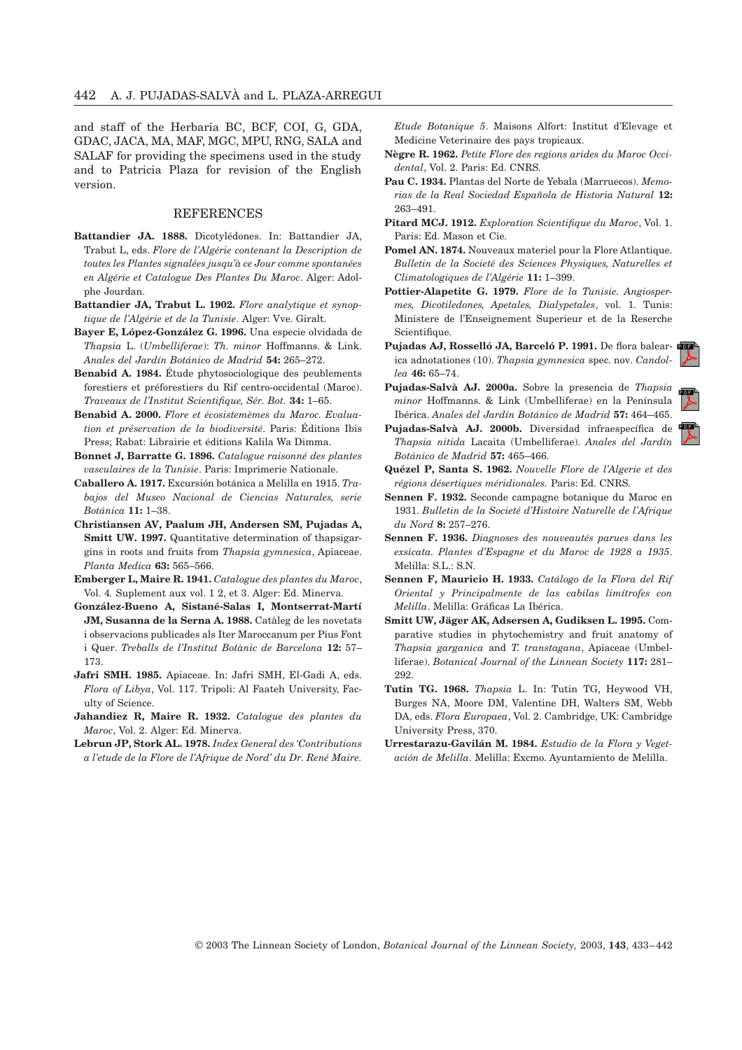and staff of the Herbaria BC, BCF, COI, G, GDA, GDAC, JACA, MA, MAF, MGC, MPU, RNG, SALA and SALAF for providing the specimens used in the study and to Patricia Plaza for revision of the English version.

## REFERENCES

**Battandier JA. 1888.** Dicotylédones. In: Battandier JA, Trabut L, eds. *Flore de l'Algérie contenant la Description de toutes les Plantes signalées jusqu'à ce Jour comme spontanées en Algérie et Catalogue Des Plantes Du Maroc*. Alger: Adolphe Jourdan.

**Battandier JA, Trabut L. 1902.** *Flore analytique et synoptique de l'Algérie et de la Tunisie*. Alger: Vve. Giralt.

**Bayer E, López-González G. 1996.** Una especie olvidada de *Thapsia* L. (*Umbelliferae*): *Th. minor* Hoffmanns. & Link. *Anales del Jardín Botánico de Madrid* **54:** 265–272.

**Benabid A. 1984.** Étude phytosociologique des peublements forestiers et préforestiers du Rif centro-occidental (Maroc). *Traveaux de l'Institut Scientifique, Sér. Bot.* **34:** 1–65.

**Benabid A. 2000.** *Flore et écosistemèmes du Maroc. Evaluation et préservation de la biodiversité*. Paris: Éditions Ibis Press; Rabat: Librairie et éditions Kalila Wa Dimma.

**Bonnet J, Barratte G. 1896.** *Catalogue raisonné des plantes vasculaires de la Tunisie*. Paris: Imprimerie Nationale.

**Caballero A. 1917.** Excursión botánica a Melilla en 1915. *Trabajos del Museo Nacional de Ciencias Naturales, serie Botánica* **11:** 1–38.

**Christiansen AV, Paalum JH, Andersen SM, Pujadas A, Smitt UW. 1997.** Quantitative determination of thapsigargins in roots and fruits from *Thapsia gymnesica*, Apiaceae. *Planta Medica* **63:** 565–566.

**Emberger L, Maire R. 1941.** *Catalogue des plantes du Maroc*, Vol. 4. Suplement aux vol. 1 2, et 3. Alger: Ed. Minerva.

**González-Bueno A, Sistané-Salas I, Montserrat-Martí JM, Susanna de la Serna A. 1988.** Catàleg de les novetats i observacions publicades als Iter Maroccanum per Pius Font i Quer. *Treballs de l'Institut Botànic de Barcelona* **12:** 57–173.

**Jafri SMH. 1985.** Apiaceae. In: Jafri SMH, El-Gadi A, eds. *Flora of Libya*, Vol. 117. Tripoli: Al Faateh University, Faculty of Science.

**Jahandiez R, Maire R. 1932.** *Catalogue des plantes du Maroc*, Vol. 2. Alger: Ed. Minerva.

**Lebrun JP, Stork AL. 1978.** *Index General des 'Contributions a l'etude de la Flore de l'Afrique de Nord' du Dr. René Maire. Etude Botanique 5*. Maisons Alfort: Institut d'Elevage et Medicine Veterinaire des pays tropicaux.

**Nègre R. 1962.** *Petite Flore des regions arides du Maroc Occidental*, Vol. 2. Paris: Ed. CNRS.

**Pau C. 1934.** Plantas del Norte de Yebala (Marruecos). *Memorias de la Real Sociedad Española de Historia Natural* **12:** 263–491.

**Pitard MCJ. 1912.** *Exploration Scientifique du Maroc*, Vol. 1. Paris: Ed. Mason et Cie.

**Pomel AN. 1874.** Nouveaux materiel pour la Flore Atlantique. *Bulletin de la Societé des Sciences Physiques, Naturelles et Climatologiques de l'Algérie* **11:** 1–399.

**Pottier-Alapetite G. 1979.** *Flore de la Tunisie. Angiospermes, Dicotiledones, Apetales, Dialypetales*, vol. 1. Tunis: Ministere de l'Enseignement Superieur et de la Reserche Scientifique.

**Pujadas AJ, Rosselló JA, Barceló P. 1991.** De flora balearica adnotationes (10). *Thapsia gymnesica* spec. nov. *Candollea* **46:** 65–74.

**Pujadas-Salvà AJ. 2000a.** Sobre la presencia de *Thapsia minor* Hoffmanns. & Link (Umbelliferae) en la Península Ibérica. *Anales del Jardín Botánico de Madrid* **57:** 464–465.

**Pujadas-Salvà AJ. 2000b.** Diversidad infraespecífica de *Thapsia nitida* Lacaita (Umbelliferae). *Anales del Jardín Botánico de Madrid* **57:** 465–466.

**Quézel P, Santa S. 1962.** *Nouvelle Flore de l'Algerie et des régions désertiques méridionales.* Paris: Ed. CNRS.

**Sennen F. 1932.** Seconde campagne botanique du Maroc en 1931. *Bulletin de la Societé d'Histoire Naturelle de l'Afrique du Nord* **8:** 257–276.

**Sennen F. 1936.** *Diagnoses des nouveautés parues dans les exsicata. Plantes d'Espagne et du Maroc de 1928 a 1935*. Melilla: S.L.: S.N.

**Sennen F, Mauricio H. 1933.** *Catálogo de la Flora del Rif Oriental y Principalmente de las cabilas limítrofes con Melilla*. Melilla: Gráficas La Ibérica.

**Smitt UW, Jäger AK, Adsersen A, Gudiksen L. 1995.** Comparative studies in phytochemistry and fruit anatomy of *Thapsia garganica* and *T. transtagana*, Apiaceae (Umbelliferae). *Botanical Journal of the Linnean Society* **117:** 281–292.

**Tutin TG. 1968.** *Thapsia* L. In: Tutin TG, Heywood VH, Burges NA, Moore DM, Valentine DH, Walters SM, Webb DA, eds. *Flora Europaea*, Vol. 2. Cambridge, UK: Cambridge University Press, 370.

**Urrestarazu-Gavilán M. 1984.** *Estudio de la Flora y Vegetación de Melilla*. Melilla: Excmo. Ayuntamiento de Melilla.